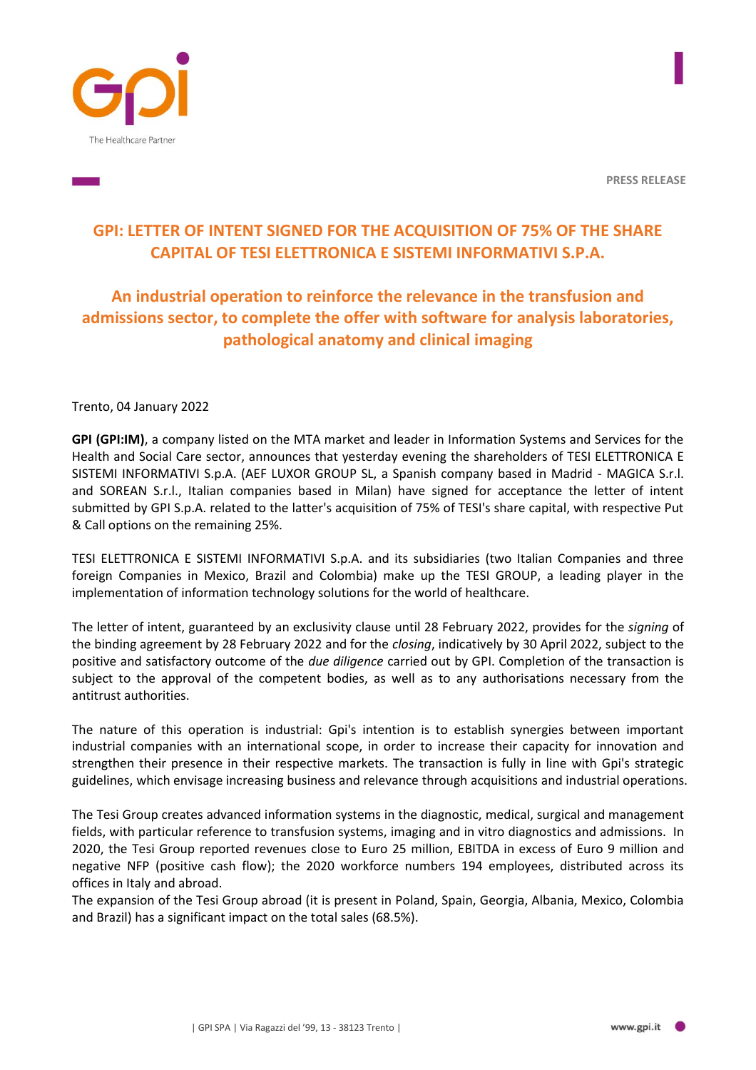PRESS RELEASE

# GPI: LETTER OF INTENT SIGNED FOR THE ACQUISITION OF 75% OF THE SHARE CAPITAL OF TESI ELETTRONICA E SISTEMI INFORMATIVI S.P.A.

## An industrial operation to reinforce the relevance in the transfusion and admissions sector, to complete the offer with software for analysis laboratories, pathological anatomy and clinical imaging

Trento, 04 January 2022

**GPI (GPI:IM)**, a company listed on the MTA market and leader in Information Systems and Services for the Health and Social Care sector, announces that yesterday evening the shareholders of TESI ELETTRONICA E SISTEMI INFORMATIVI S.p.A. (AEF LUXOR GROUP SL, a Spanish company based in Madrid - MAGICA S.r.l. and SOREAN S.r.l., Italian companies based in Milan) have signed for acceptance the letter of intent submitted by GPI S.p.A. related to the latter's acquisition of 75% of TESI's share capital, with respective Put & Call options on the remaining 25%.

TESI ELETTRONICA E SISTEMI INFORMATIVI S.p.A. and its subsidiaries (two Italian Companies and three foreign Companies in Mexico, Brazil and Colombia) make up the TESI GROUP, a leading player in the implementation of information technology solutions for the world of healthcare.

The letter of intent, guaranteed by an exclusivity clause until 28 February 2022, provides for the *signing* of the binding agreement by 28 February 2022 and for the *closing*, indicatively by 30 April 2022, subject to the positive and satisfactory outcome of the *due diligence* carried out by GPI. Completion of the transaction is subject to the approval of the competent bodies, as well as to any authorisations necessary from the antitrust authorities.

The nature of this operation is industrial: Gpi's intention is to establish synergies between important industrial companies with an international scope, in order to increase their capacity for innovation and strengthen their presence in their respective markets. The transaction is fully in line with Gpi's strategic guidelines, which envisage increasing business and relevance through acquisitions and industrial operations.

The Tesi Group creates advanced information systems in the diagnostic, medical, surgical and management fields, with particular reference to transfusion systems, imaging and in vitro diagnostics and admissions. In 2020, the Tesi Group reported revenues close to Euro 25 million, EBITDA in excess of Euro 9 million and negative NFP (positive cash flow); the 2020 workforce numbers 194 employees, distributed across its offices in Italy and abroad.
The expansion of the Tesi Group abroad (it is present in Poland, Spain, Georgia, Albania, Mexico, Colombia and Brazil) has a significant impact on the total sales (68.5%).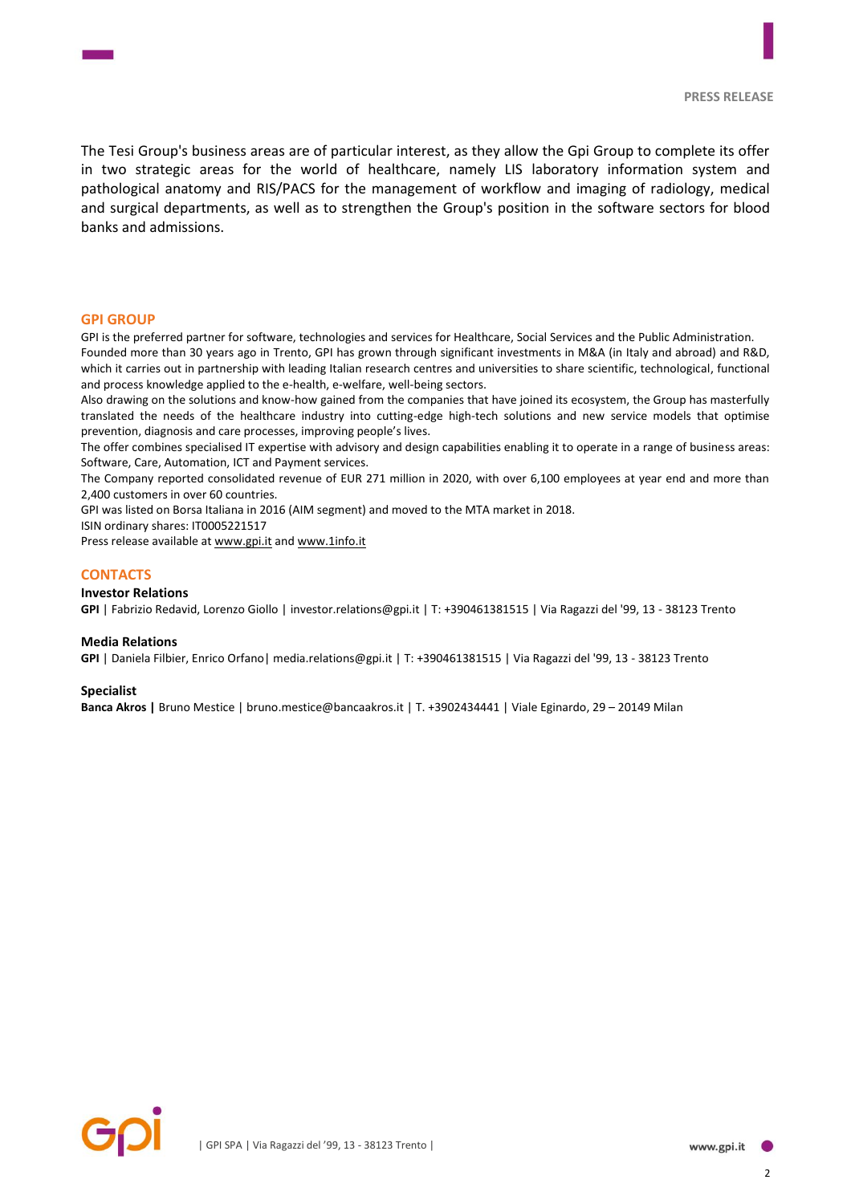The Tesi Group's business areas are of particular interest, as they allow the Gpi Group to complete its offer in two strategic areas for the world of healthcare, namely LIS laboratory information system and pathological anatomy and RIS/PACS for the management of workflow and imaging of radiology, medical and surgical departments, as well as to strengthen the Group's position in the software sectors for blood banks and admissions.

## GPI GROUP

GPI is the preferred partner for software, technologies and services for Healthcare, Social Services and the Public Administration.
Founded more than 30 years ago in Trento, GPI has grown through significant investments in M&A (in Italy and abroad) and R&D, which it carries out in partnership with leading Italian research centres and universities to share scientific, technological, functional and process knowledge applied to the e-health, e-welfare, well-being sectors.
Also drawing on the solutions and know-how gained from the companies that have joined its ecosystem, the Group has masterfully translated the needs of the healthcare industry into cutting-edge high-tech solutions and new service models that optimise prevention, diagnosis and care processes, improving people's lives.
The offer combines specialised IT expertise with advisory and design capabilities enabling it to operate in a range of business areas: Software, Care, Automation, ICT and Payment services.
The Company reported consolidated revenue of EUR 271 million in 2020, with over 6,100 employees at year end and more than 2,400 customers in over 60 countries.
GPI was listed on Borsa Italiana in 2016 (AIM segment) and moved to the MTA market in 2018.
ISIN ordinary shares: IT0005221517
Press release available at www.gpi.it and www.1info.it

## CONTACTS

**Investor Relations**
**GPI** | Fabrizio Redavid, Lorenzo Giollo | investor.relations@gpi.it | T: +390461381515 | Via Ragazzi del '99, 13 - 38123 Trento

**Media Relations**
**GPI** | Daniela Filbier, Enrico Orfano| media.relations@gpi.it | T: +390461381515 | Via Ragazzi del '99, 13 - 38123 Trento

**Specialist**
**Banca Akros |** Bruno Mestice | bruno.mestice@bancaakros.it | T. +3902434441 | Viale Eginardo, 29 – 20149 Milan